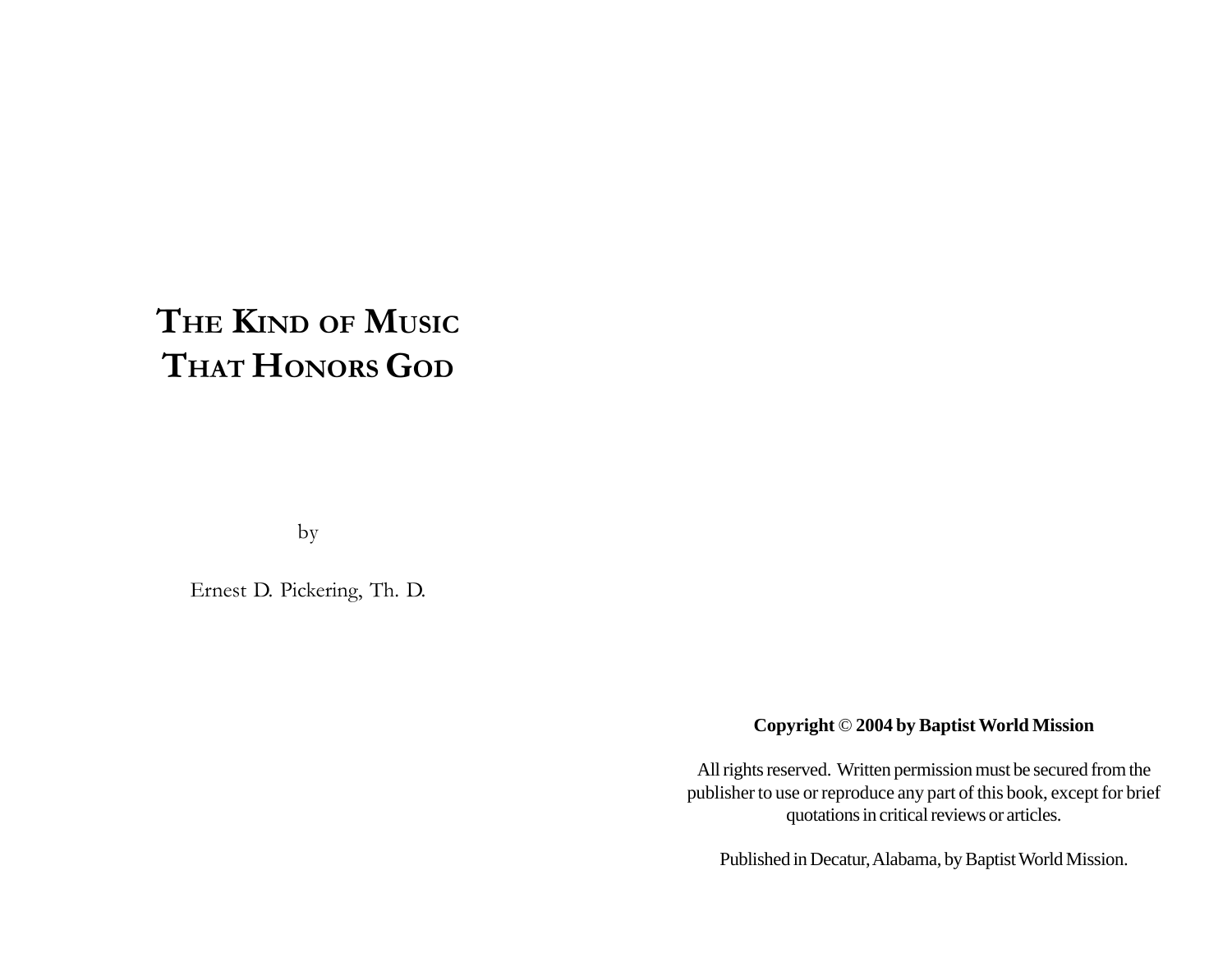# The Kind of Music That Honors God

by

Ernest D. Pickering, Th. D.

**Copyright © 2004 by Baptist World Mission**

All rights reserved. Written permission must be secured from the publisher to use or reproduce any part of this book, except for brief quotations in critical reviews or articles.

Published in Decatur, Alabama, by Baptist World Mission.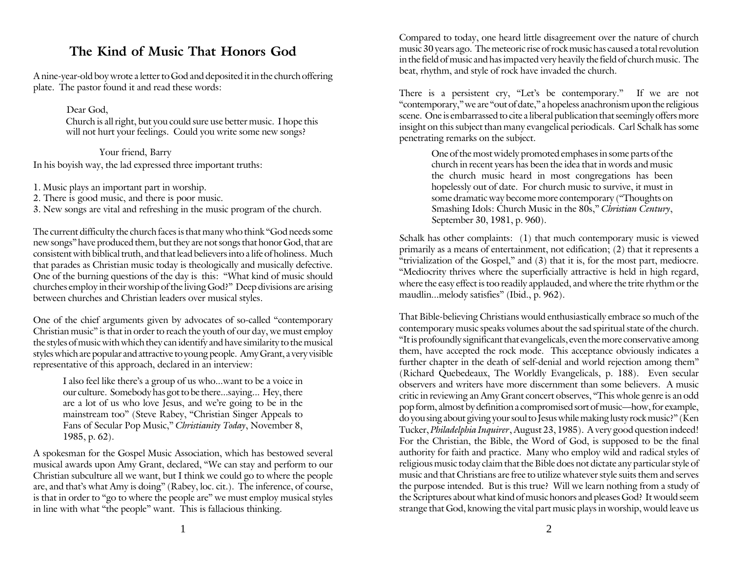# The Kind of Music That Honors God

A nine-year-old boy wrote a letter to God and deposited it in the church offering plate. The pastor found it and read these words:

> Dear God,
> Church is all right, but you could sure use better music. I hope this will not hurt your feelings. Could you write some new songs?
>
> Your friend, Barry

In his boyish way, the lad expressed three important truths:

1. Music plays an important part in worship.
2. There is good music, and there is poor music.
3. New songs are vital and refreshing in the music program of the church.

The current difficulty the church faces is that many who think "God needs some new songs" have produced them, but they are not songs that honor God, that are consistent with biblical truth, and that lead believers into a life of holiness. Much that parades as Christian music today is theologically and musically defective. One of the burning questions of the day is this: "What kind of music should churches employ in their worship of the living God?" Deep divisions are arising between churches and Christian leaders over musical styles.

One of the chief arguments given by advocates of so-called "contemporary Christian music" is that in order to reach the youth of our day, we must employ the styles of music with which they can identify and have similarity to the musical styles which are popular and attractive to young people. Amy Grant, a very visible representative of this approach, declared in an interview:

> I also feel like there's a group of us who...want to be a voice in our culture. Somebody has got to be there...saying... Hey, there are a lot of us who love Jesus, and we're going to be in the mainstream too" (Steve Rabey, "Christian Singer Appeals to Fans of Secular Pop Music," *Christianity Today*, November 8, 1985, p. 62).

A spokesman for the Gospel Music Association, which has bestowed several musical awards upon Amy Grant, declared, "We can stay and perform to our Christian subculture all we want, but I think we could go to where the people are, and that's what Amy is doing" (Rabey, loc. cit.). The inference, of course, is that in order to "go to where the people are" we must employ musical styles in line with what "the people" want. This is fallacious thinking.

Compared to today, one heard little disagreement over the nature of church music 30 years ago. The meteoric rise of rock music has caused a total revolution in the field of music and has impacted very heavily the field of church music. The beat, rhythm, and style of rock have invaded the church.

There is a persistent cry, "Let's be contemporary." If we are not "contemporary," we are "out of date," a hopeless anachronism upon the religious scene. One is embarrassed to cite a liberal publication that seemingly offers more insight on this subject than many evangelical periodicals. Carl Schalk has some penetrating remarks on the subject.

> One of the most widely promoted emphases in some parts of the church in recent years has been the idea that in words and music the church music heard in most congregations has been hopelessly out of date. For church music to survive, it must in some dramatic way become more contemporary ("Thoughts on Smashing Idols: Church Music in the 80s," *Christian Century*, September 30, 1981, p. 960).

Schalk has other complaints: (1) that much contemporary music is viewed primarily as a means of entertainment, not edification; (2) that it represents a "trivialization of the Gospel," and (3) that it is, for the most part, mediocre. "Mediocrity thrives where the superficially attractive is held in high regard, where the easy effect is too readily applauded, and where the trite rhythm or the maudlin...melody satisfies" (Ibid., p. 962).

That Bible-believing Christians would enthusiastically embrace so much of the contemporary music speaks volumes about the sad spiritual state of the church. "It is profoundly significant that evangelicals, even the more conservative among them, have accepted the rock mode. This acceptance obviously indicates a further chapter in the death of self-denial and world rejection among them" (Richard Quebedeaux, The Worldly Evangelicals, p. 188). Even secular observers and writers have more discernment than some believers. A music critic in reviewing an Amy Grant concert observes, "This whole genre is an odd pop form, almost by definition a compromised sort of music—how, for example, do you sing about giving your soul to Jesus while making lusty rock music?" (Ken Tucker, *Philadelphia Inquirer*, August 23, 1985). A very good question indeed! For the Christian, the Bible, the Word of God, is supposed to be the final authority for faith and practice. Many who employ wild and radical styles of religious music today claim that the Bible does not dictate any particular style of music and that Christians are free to utilize whatever style suits them and serves the purpose intended. But is this true? Will we learn nothing from a study of the Scriptures about what kind of music honors and pleases God? It would seem strange that God, knowing the vital part music plays in worship, would leave us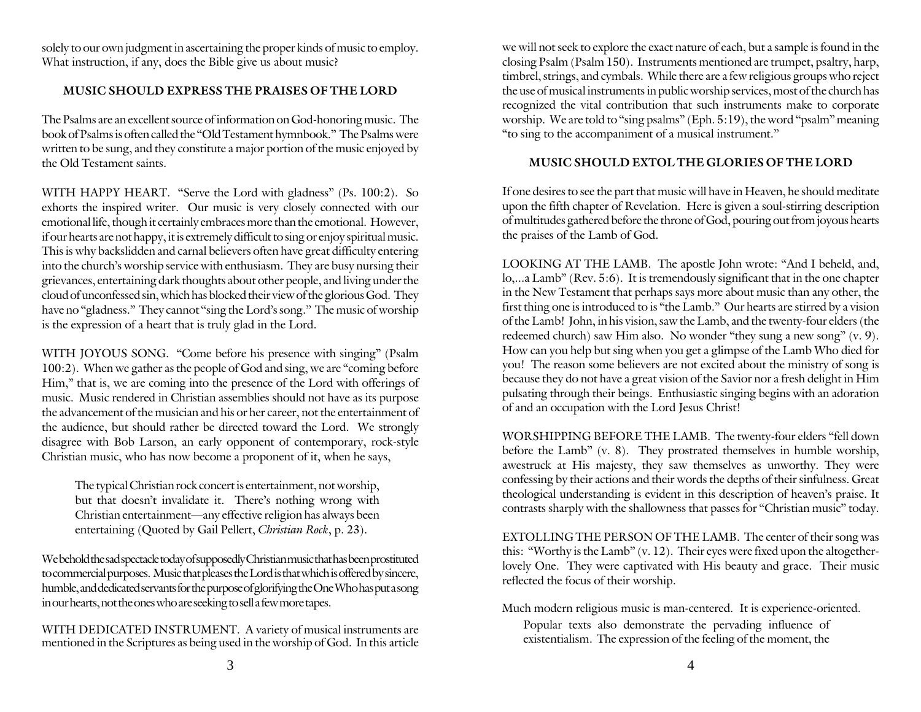solely to our own judgment in ascertaining the proper kinds of music to employ. What instruction, if any, does the Bible give us about music?

### MUSIC SHOULD EXPRESS THE PRAISES OF THE LORD

The Psalms are an excellent source of information on God-honoring music. The book of Psalms is often called the "Old Testament hymnbook." The Psalms were written to be sung, and they constitute a major portion of the music enjoyed by the Old Testament saints.

WITH HAPPY HEART. "Serve the Lord with gladness" (Ps. 100:2). So exhorts the inspired writer. Our music is very closely connected with our emotional life, though it certainly embraces more than the emotional. However, if our hearts are not happy, it is extremely difficult to sing or enjoy spiritual music. This is why backslidden and carnal believers often have great difficulty entering into the church's worship service with enthusiasm. They are busy nursing their grievances, entertaining dark thoughts about other people, and living under the cloud of unconfessed sin, which has blocked their view of the glorious God. They have no "gladness." They cannot "sing the Lord's song." The music of worship is the expression of a heart that is truly glad in the Lord.

WITH JOYOUS SONG. "Come before his presence with singing" (Psalm 100:2). When we gather as the people of God and sing, we are "coming before Him," that is, we are coming into the presence of the Lord with offerings of music. Music rendered in Christian assemblies should not have as its purpose the advancement of the musician and his or her career, not the entertainment of the audience, but should rather be directed toward the Lord. We strongly disagree with Bob Larson, an early opponent of contemporary, rock-style Christian music, who has now become a proponent of it, when he says,

> The typical Christian rock concert is entertainment, not worship, but that doesn't invalidate it. There's nothing wrong with Christian entertainment—any effective religion has always been entertaining (Quoted by Gail Pellert, *Christian Rock*, p. 23).

We behold the sad spectacle today of supposedly Christian music that has been prostituted to commercial purposes. Music that pleases the Lord is that which is offered by sincere, humble, and dedicated servants for the purpose of glorifying the One Who has put a song in our hearts, not the ones who are seeking to sell a few more tapes.

WITH DEDICATED INSTRUMENT. A variety of musical instruments are mentioned in the Scriptures as being used in the worship of God. In this article we will not seek to explore the exact nature of each, but a sample is found in the closing Psalm (Psalm 150). Instruments mentioned are trumpet, psaltry, harp, timbrel, strings, and cymbals. While there are a few religious groups who reject the use of musical instruments in public worship services, most of the church has recognized the vital contribution that such instruments make to corporate worship. We are told to "sing psalms" (Eph. 5:19), the word "psalm" meaning "to sing to the accompaniment of a musical instrument."

### MUSIC SHOULD EXTOL THE GLORIES OF THE LORD

If one desires to see the part that music will have in Heaven, he should meditate upon the fifth chapter of Revelation. Here is given a soul-stirring description of multitudes gathered before the throne of God, pouring out from joyous hearts the praises of the Lamb of God.

LOOKING AT THE LAMB. The apostle John wrote: "And I beheld, and, lo,...a Lamb" (Rev. 5:6). It is tremendously significant that in the one chapter in the New Testament that perhaps says more about music than any other, the first thing one is introduced to is "the Lamb." Our hearts are stirred by a vision of the Lamb! John, in his vision, saw the Lamb, and the twenty-four elders (the redeemed church) saw Him also. No wonder "they sung a new song" (v. 9). How can you help but sing when you get a glimpse of the Lamb Who died for you! The reason some believers are not excited about the ministry of song is because they do not have a great vision of the Savior nor a fresh delight in Him pulsating through their beings. Enthusiastic singing begins with an adoration of and an occupation with the Lord Jesus Christ!

WORSHIPPING BEFORE THE LAMB. The twenty-four elders "fell down before the Lamb" (v. 8). They prostrated themselves in humble worship, awestruck at His majesty, they saw themselves as unworthy. They were confessing by their actions and their words the depths of their sinfulness. Great theological understanding is evident in this description of heaven's praise. It contrasts sharply with the shallowness that passes for "Christian music" today.

EXTOLLING THE PERSON OF THE LAMB. The center of their song was this: "Worthy is the Lamb" (v. 12). Their eyes were fixed upon the altogether-lovely One. They were captivated with His beauty and grace. Their music reflected the focus of their worship.

Much modern religious music is man-centered. It is experience-oriented.

> Popular texts also demonstrate the pervading influence of existentialism. The expression of the feeling of the moment, the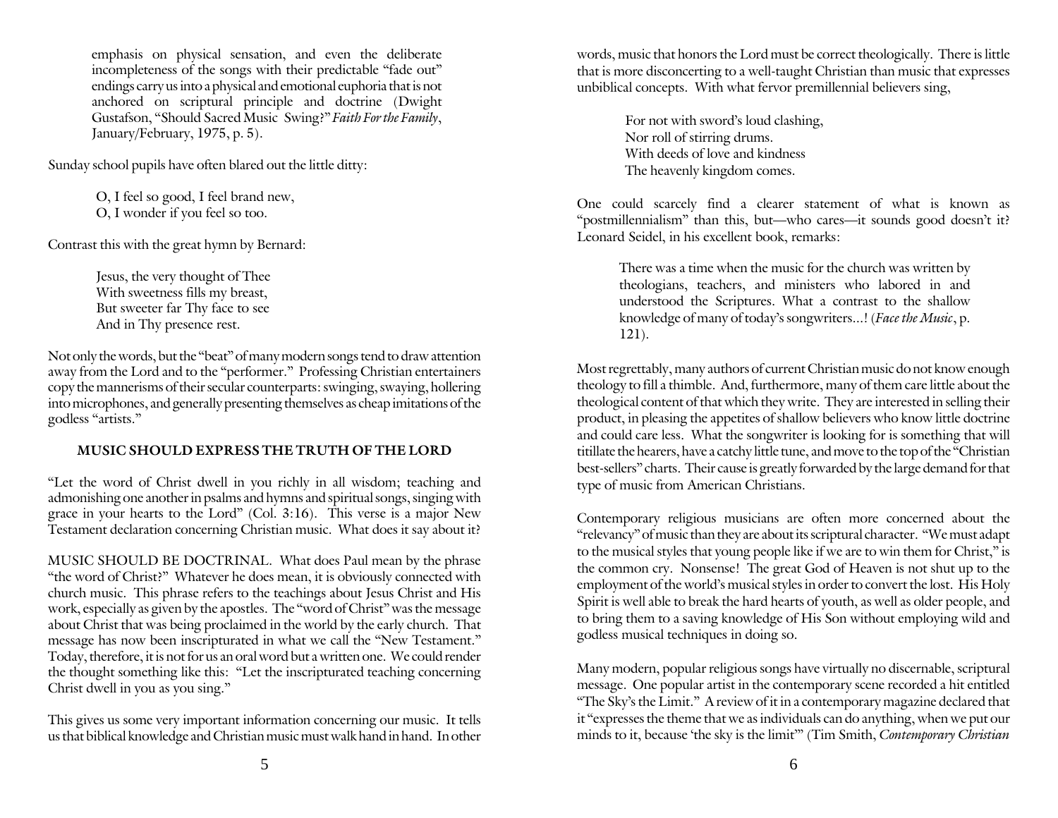emphasis on physical sensation, and even the deliberate incompleteness of the songs with their predictable "fade out" endings carry us into a physical and emotional euphoria that is not anchored on scriptural principle and doctrine (Dwight Gustafson, "Should Sacred Music Swing?" *Faith For the Family*, January/February, 1975, p. 5).

Sunday school pupils have often blared out the little ditty:

> O, I feel so good, I feel brand new,
> O, I wonder if you feel so too.

Contrast this with the great hymn by Bernard:

> Jesus, the very thought of Thee
> With sweetness fills my breast,
> But sweeter far Thy face to see
> And in Thy presence rest.

Not only the words, but the "beat" of many modern songs tend to draw attention away from the Lord and to the "performer." Professing Christian entertainers copy the mannerisms of their secular counterparts: swinging, swaying, hollering into microphones, and generally presenting themselves as cheap imitations of the godless "artists."

### MUSIC SHOULD EXPRESS THE TRUTH OF THE LORD

"Let the word of Christ dwell in you richly in all wisdom; teaching and admonishing one another in psalms and hymns and spiritual songs, singing with grace in your hearts to the Lord" (Col. 3:16). This verse is a major New Testament declaration concerning Christian music. What does it say about it?

MUSIC SHOULD BE DOCTRINAL. What does Paul mean by the phrase "the word of Christ?" Whatever he does mean, it is obviously connected with church music. This phrase refers to the teachings about Jesus Christ and His work, especially as given by the apostles. The "word of Christ" was the message about Christ that was being proclaimed in the world by the early church. That message has now been inscripturated in what we call the "New Testament." Today, therefore, it is not for us an oral word but a written one. We could render the thought something like this: "Let the inscripturated teaching concerning Christ dwell in you as you sing."

This gives us some very important information concerning our music. It tells us that biblical knowledge and Christian music must walk hand in hand. In other words, music that honors the Lord must be correct theologically. There is little that is more disconcerting to a well-taught Christian than music that expresses unbiblical concepts. With what fervor premillennial believers sing,

> For not with sword's loud clashing,
> Nor roll of stirring drums.
> With deeds of love and kindness
> The heavenly kingdom comes.

One could scarcely find a clearer statement of what is known as "postmillennialism" than this, but—who cares—it sounds good doesn't it? Leonard Seidel, in his excellent book, remarks:

> There was a time when the music for the church was written by theologians, teachers, and ministers who labored in and understood the Scriptures. What a contrast to the shallow knowledge of many of today's songwriters...! (*Face the Music*, p. 121).

Most regrettably, many authors of current Christian music do not know enough theology to fill a thimble. And, furthermore, many of them care little about the theological content of that which they write. They are interested in selling their product, in pleasing the appetites of shallow believers who know little doctrine and could care less. What the songwriter is looking for is something that will titillate the hearers, have a catchy little tune, and move to the top of the "Christian best-sellers" charts. Their cause is greatly forwarded by the large demand for that type of music from American Christians.

Contemporary religious musicians are often more concerned about the "relevancy" of music than they are about its scriptural character. "We must adapt to the musical styles that young people like if we are to win them for Christ," is the common cry. Nonsense! The great God of Heaven is not shut up to the employment of the world's musical styles in order to convert the lost. His Holy Spirit is well able to break the hard hearts of youth, as well as older people, and to bring them to a saving knowledge of His Son without employing wild and godless musical techniques in doing so.

Many modern, popular religious songs have virtually no discernable, scriptural message. One popular artist in the contemporary scene recorded a hit entitled "The Sky's the Limit." A review of it in a contemporary magazine declared that it "expresses the theme that we as individuals can do anything, when we put our minds to it, because 'the sky is the limit'" (Tim Smith, *Contemporary Christian*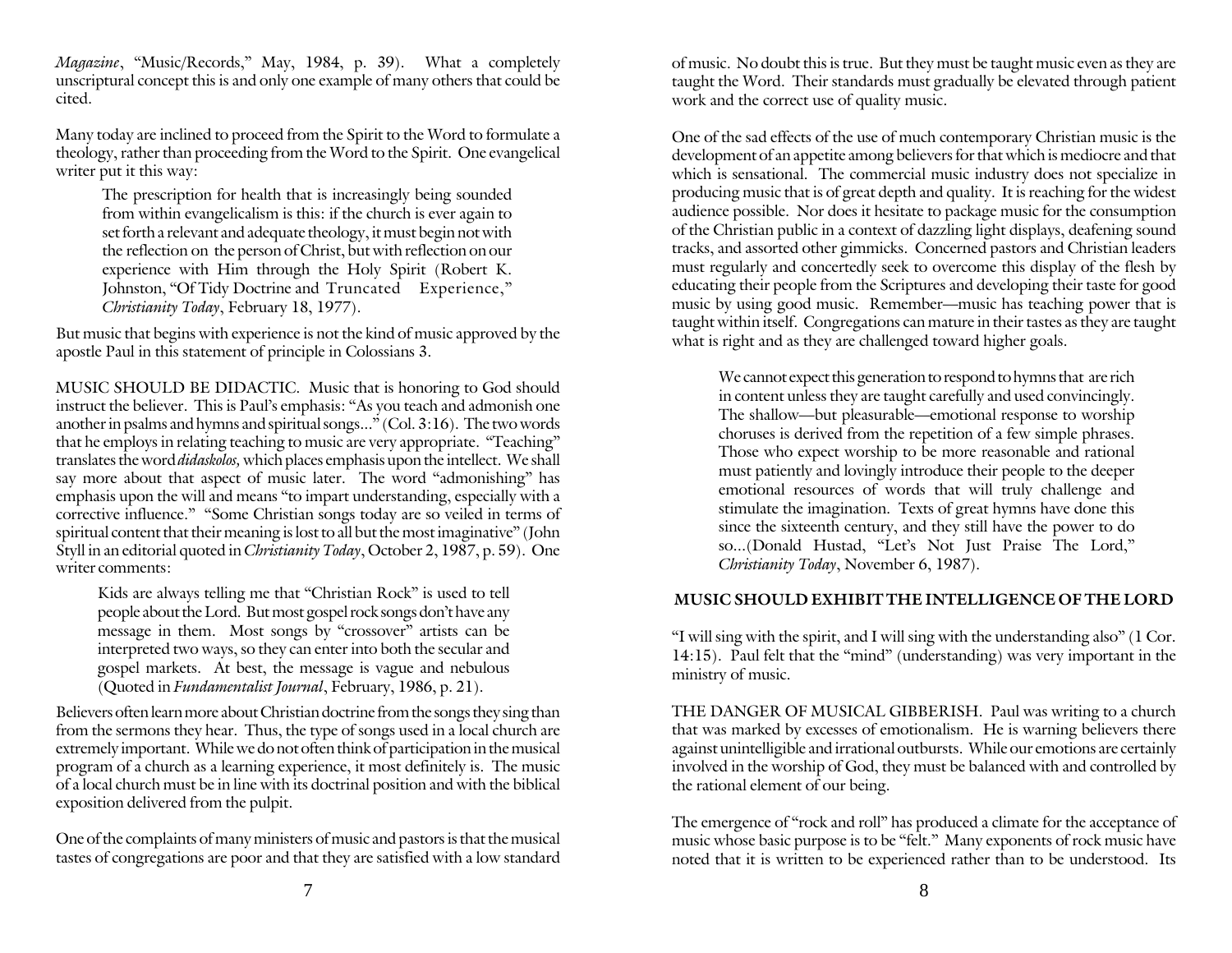*Magazine*, "Music/Records," May, 1984, p. 39). What a completely unscriptural concept this is and only one example of many others that could be cited.

Many today are inclined to proceed from the Spirit to the Word to formulate a theology, rather than proceeding from the Word to the Spirit. One evangelical writer put it this way:

> The prescription for health that is increasingly being sounded from within evangelicalism is this: if the church is ever again to set forth a relevant and adequate theology, it must begin not with the reflection on the person of Christ, but with reflection on our experience with Him through the Holy Spirit (Robert K. Johnston, "Of Tidy Doctrine and Truncated Experience," *Christianity Today*, February 18, 1977).

But music that begins with experience is not the kind of music approved by the apostle Paul in this statement of principle in Colossians 3.

MUSIC SHOULD BE DIDACTIC. Music that is honoring to God should instruct the believer. This is Paul's emphasis: "As you teach and admonish one another in psalms and hymns and spiritual songs..." (Col. 3:16). The two words that he employs in relating teaching to music are very appropriate. "Teaching" translates the word *didaskolos,* which places emphasis upon the intellect. We shall say more about that aspect of music later. The word "admonishing" has emphasis upon the will and means "to impart understanding, especially with a corrective influence." "Some Christian songs today are so veiled in terms of spiritual content that their meaning is lost to all but the most imaginative" (John Styll in an editorial quoted in *Christianity Today*, October 2, 1987, p. 59). One writer comments:

> Kids are always telling me that "Christian Rock" is used to tell people about the Lord. But most gospel rock songs don't have any message in them. Most songs by "crossover" artists can be interpreted two ways, so they can enter into both the secular and gospel markets. At best, the message is vague and nebulous (Quoted in *Fundamentalist Journal*, February, 1986, p. 21).

Believers often learn more about Christian doctrine from the songs they sing than from the sermons they hear. Thus, the type of songs used in a local church are extremely important. While we do not often think of participation in the musical program of a church as a learning experience, it most definitely is. The music of a local church must be in line with its doctrinal position and with the biblical exposition delivered from the pulpit.

One of the complaints of many ministers of music and pastors is that the musical tastes of congregations are poor and that they are satisfied with a low standard of music. No doubt this is true. But they must be taught music even as they are taught the Word. Their standards must gradually be elevated through patient work and the correct use of quality music.

One of the sad effects of the use of much contemporary Christian music is the development of an appetite among believers for that which is mediocre and that which is sensational. The commercial music industry does not specialize in producing music that is of great depth and quality. It is reaching for the widest audience possible. Nor does it hesitate to package music for the consumption of the Christian public in a context of dazzling light displays, deafening sound tracks, and assorted other gimmicks. Concerned pastors and Christian leaders must regularly and concertedly seek to overcome this display of the flesh by educating their people from the Scriptures and developing their taste for good music by using good music. Remember—music has teaching power that is taught within itself. Congregations can mature in their tastes as they are taught what is right and as they are challenged toward higher goals.

> We cannot expect this generation to respond to hymns that are rich in content unless they are taught carefully and used convincingly. The shallow—but pleasurable—emotional response to worship choruses is derived from the repetition of a few simple phrases. Those who expect worship to be more reasonable and rational must patiently and lovingly introduce their people to the deeper emotional resources of words that will truly challenge and stimulate the imagination. Texts of great hymns have done this since the sixteenth century, and they still have the power to do so...(Donald Hustad, "Let's Not Just Praise The Lord," *Christianity Today*, November 6, 1987).

## MUSIC SHOULD EXHIBIT THE INTELLIGENCE OF THE LORD

"I will sing with the spirit, and I will sing with the understanding also" (1 Cor. 14:15). Paul felt that the "mind" (understanding) was very important in the ministry of music.

THE DANGER OF MUSICAL GIBBERISH. Paul was writing to a church that was marked by excesses of emotionalism. He is warning believers there against unintelligible and irrational outbursts. While our emotions are certainly involved in the worship of God, they must be balanced with and controlled by the rational element of our being.

The emergence of "rock and roll" has produced a climate for the acceptance of music whose basic purpose is to be "felt." Many exponents of rock music have noted that it is written to be experienced rather than to be understood. Its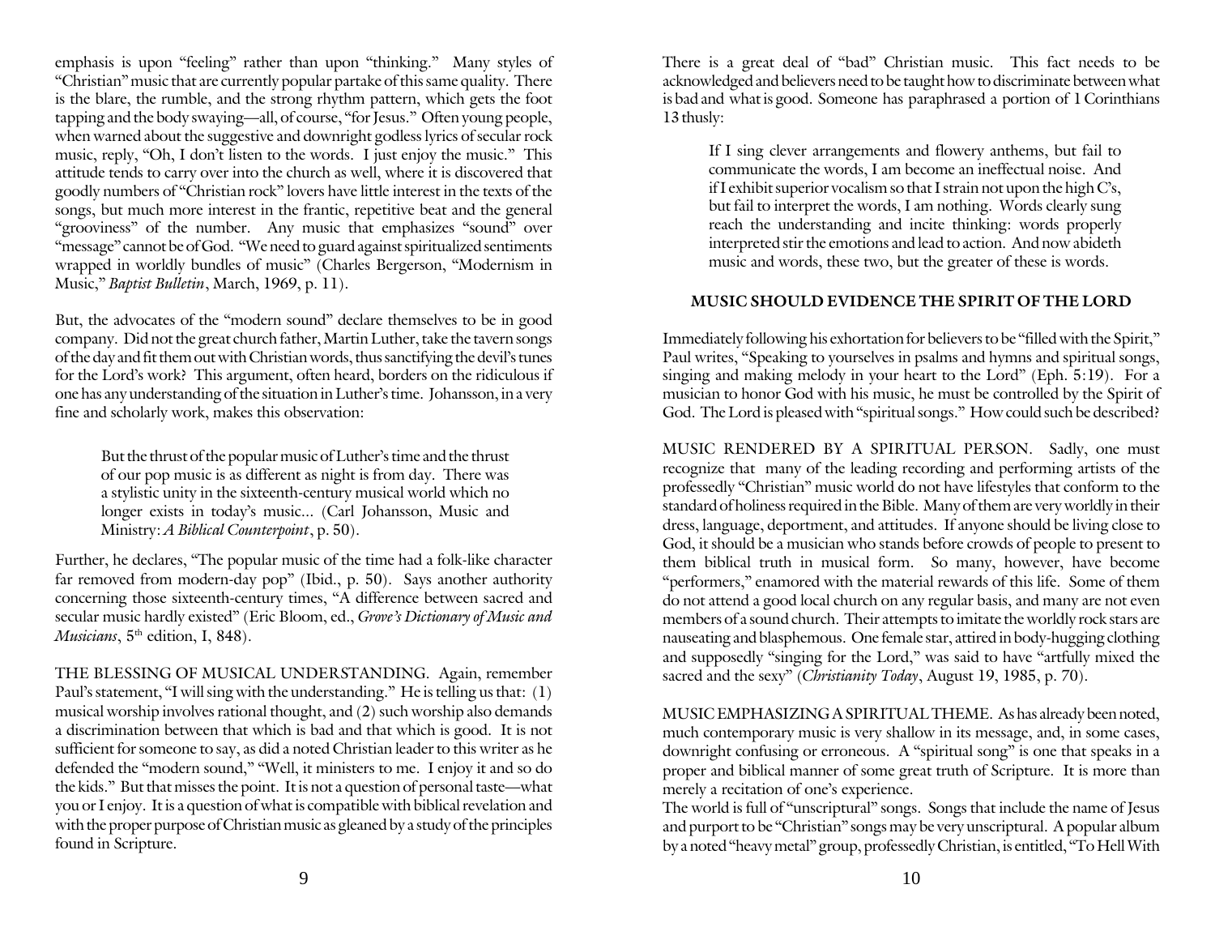emphasis is upon "feeling" rather than upon "thinking." Many styles of "Christian" music that are currently popular partake of this same quality. There is the blare, the rumble, and the strong rhythm pattern, which gets the foot tapping and the body swaying—all, of course, "for Jesus." Often young people, when warned about the suggestive and downright godless lyrics of secular rock music, reply, "Oh, I don't listen to the words. I just enjoy the music." This attitude tends to carry over into the church as well, where it is discovered that goodly numbers of "Christian rock" lovers have little interest in the texts of the songs, but much more interest in the frantic, repetitive beat and the general "grooviness" of the number. Any music that emphasizes "sound" over "message" cannot be of God. "We need to guard against spiritualized sentiments wrapped in worldly bundles of music" (Charles Bergerson, "Modernism in Music," *Baptist Bulletin*, March, 1969, p. 11).

But, the advocates of the "modern sound" declare themselves to be in good company. Did not the great church father, Martin Luther, take the tavern songs of the day and fit them out with Christian words, thus sanctifying the devil's tunes for the Lord's work? This argument, often heard, borders on the ridiculous if one has any understanding of the situation in Luther's time. Johansson, in a very fine and scholarly work, makes this observation:

> But the thrust of the popular music of Luther's time and the thrust of our pop music is as different as night is from day. There was a stylistic unity in the sixteenth-century musical world which no longer exists in today's music... (Carl Johansson, Music and Ministry: *A Biblical Counterpoint*, p. 50).

Further, he declares, "The popular music of the time had a folk-like character far removed from modern-day pop" (Ibid., p. 50). Says another authority concerning those sixteenth-century times, "A difference between sacred and secular music hardly existed" (Eric Bloom, ed., *Grove's Dictionary of Music and Musicians*, 5th edition, I, 848).

THE BLESSING OF MUSICAL UNDERSTANDING. Again, remember Paul's statement, "I will sing with the understanding." He is telling us that: (1) musical worship involves rational thought, and (2) such worship also demands a discrimination between that which is bad and that which is good. It is not sufficient for someone to say, as did a noted Christian leader to this writer as he defended the "modern sound," "Well, it ministers to me. I enjoy it and so do the kids." But that misses the point. It is not a question of personal taste—what you or I enjoy. It is a question of what is compatible with biblical revelation and with the proper purpose of Christian music as gleaned by a study of the principles found in Scripture.

There is a great deal of "bad" Christian music. This fact needs to be acknowledged and believers need to be taught how to discriminate between what is bad and what is good. Someone has paraphrased a portion of 1 Corinthians 13 thusly:

> If I sing clever arrangements and flowery anthems, but fail to communicate the words, I am become an ineffectual noise. And if I exhibit superior vocalism so that I strain not upon the high C's, but fail to interpret the words, I am nothing. Words clearly sung reach the understanding and incite thinking: words properly interpreted stir the emotions and lead to action. And now abideth music and words, these two, but the greater of these is words.

## MUSIC SHOULD EVIDENCE THE SPIRIT OF THE LORD

Immediately following his exhortation for believers to be "filled with the Spirit," Paul writes, "Speaking to yourselves in psalms and hymns and spiritual songs, singing and making melody in your heart to the Lord" (Eph. 5:19). For a musician to honor God with his music, he must be controlled by the Spirit of God. The Lord is pleased with "spiritual songs." How could such be described?

MUSIC RENDERED BY A SPIRITUAL PERSON. Sadly, one must recognize that many of the leading recording and performing artists of the professedly "Christian" music world do not have lifestyles that conform to the standard of holiness required in the Bible. Many of them are very worldly in their dress, language, deportment, and attitudes. If anyone should be living close to God, it should be a musician who stands before crowds of people to present to them biblical truth in musical form. So many, however, have become "performers," enamored with the material rewards of this life. Some of them do not attend a good local church on any regular basis, and many are not even members of a sound church. Their attempts to imitate the worldly rock stars are nauseating and blasphemous. One female star, attired in body-hugging clothing and supposedly "singing for the Lord," was said to have "artfully mixed the sacred and the sexy" (*Christianity Today*, August 19, 1985, p. 70).

MUSIC EMPHASIZING A SPIRITUAL THEME. As has already been noted, much contemporary music is very shallow in its message, and, in some cases, downright confusing or erroneous. A "spiritual song" is one that speaks in a proper and biblical manner of some great truth of Scripture. It is more than merely a recitation of one's experience.

The world is full of "unscriptural" songs. Songs that include the name of Jesus and purport to be "Christian" songs may be very unscriptural. A popular album by a noted "heavy metal" group, professedly Christian, is entitled, "To Hell With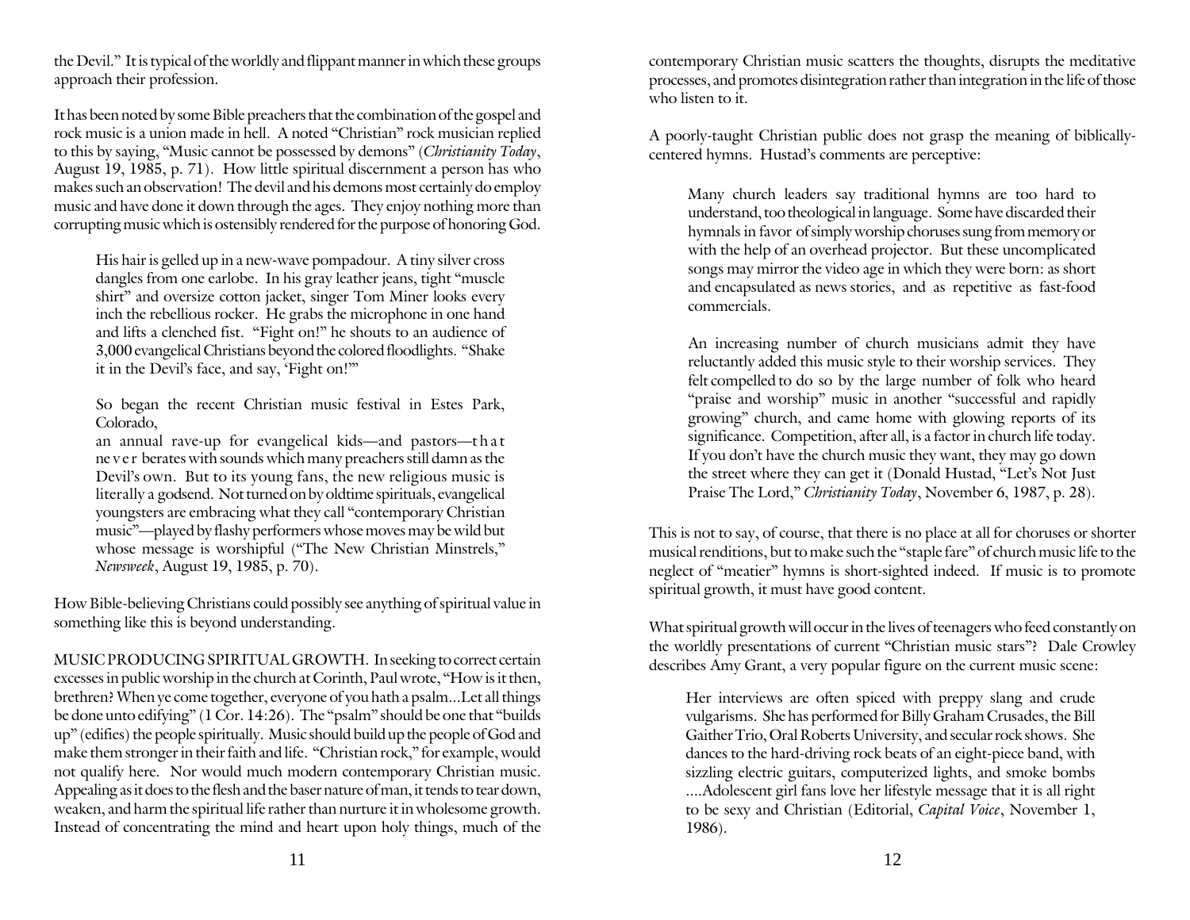the Devil." It is typical of the worldly and flippant manner in which these groups approach their profession.

It has been noted by some Bible preachers that the combination of the gospel and rock music is a union made in hell. A noted "Christian" rock musician replied to this by saying, "Music cannot be possessed by demons" (*Christianity Today*, August 19, 1985, p. 71). How little spiritual discernment a person has who makes such an observation! The devil and his demons most certainly do employ music and have done it down through the ages. They enjoy nothing more than corrupting music which is ostensibly rendered for the purpose of honoring God.

> His hair is gelled up in a new-wave pompadour. A tiny silver cross dangles from one earlobe. In his gray leather jeans, tight "muscle shirt" and oversize cotton jacket, singer Tom Miner looks every inch the rebellious rocker. He grabs the microphone in one hand and lifts a clenched fist. "Fight on!" he shouts to an audience of 3,000 evangelical Christians beyond the colored floodlights. "Shake it in the Devil's face, and say, 'Fight on!'"
>
> So began the recent Christian music festival in Estes Park, Colorado,
> an annual rave-up for evangelical kids—and pastors—that never berates with sounds which many preachers still damn as the Devil's own. But to its young fans, the new religious music is literally a godsend. Not turned on by oldtime spirituals, evangelical youngsters are embracing what they call "contemporary Christian music"—played by flashy performers whose moves may be wild but whose message is worshipful ("The New Christian Minstrels," *Newsweek*, August 19, 1985, p. 70).

How Bible-believing Christians could possibly see anything of spiritual value in something like this is beyond understanding.

MUSIC PRODUCING SPIRITUAL GROWTH. In seeking to correct certain excesses in public worship in the church at Corinth, Paul wrote, "How is it then, brethren? When ye come together, everyone of you hath a psalm...Let all things be done unto edifying" (1 Cor. 14:26). The "psalm" should be one that "builds up" (edifies) the people spiritually. Music should build up the people of God and make them stronger in their faith and life. "Christian rock," for example, would not qualify here. Nor would much modern contemporary Christian music. Appealing as it does to the flesh and the baser nature of man, it tends to tear down, weaken, and harm the spiritual life rather than nurture it in wholesome growth. Instead of concentrating the mind and heart upon holy things, much of the contemporary Christian music scatters the thoughts, disrupts the meditative processes, and promotes disintegration rather than integration in the life of those who listen to it.

A poorly-taught Christian public does not grasp the meaning of biblically-centered hymns. Hustad's comments are perceptive:

> Many church leaders say traditional hymns are too hard to understand, too theological in language. Some have discarded their hymnals in favor of simply worship choruses sung from memory or with the help of an overhead projector. But these uncomplicated songs may mirror the video age in which they were born: as short and encapsulated as news stories, and as repetitive as fast-food commercials.
>
> An increasing number of church musicians admit they have reluctantly added this music style to their worship services. They felt compelled to do so by the large number of folk who heard "praise and worship" music in another "successful and rapidly growing" church, and came home with glowing reports of its significance. Competition, after all, is a factor in church life today. If you don't have the church music they want, they may go down the street where they can get it (Donald Hustad, "Let's Not Just Praise The Lord," *Christianity Today*, November 6, 1987, p. 28).

This is not to say, of course, that there is no place at all for choruses or shorter musical renditions, but to make such the "staple fare" of church music life to the neglect of "meatier" hymns is short-sighted indeed. If music is to promote spiritual growth, it must have good content.

What spiritual growth will occur in the lives of teenagers who feed constantly on the worldly presentations of current "Christian music stars"? Dale Crowley describes Amy Grant, a very popular figure on the current music scene:

> Her interviews are often spiced with preppy slang and crude vulgarisms. She has performed for Billy Graham Crusades, the Bill Gaither Trio, Oral Roberts University, and secular rock shows. She dances to the hard-driving rock beats of an eight-piece band, with sizzling electric guitars, computerized lights, and smoke bombs ....Adolescent girl fans love her lifestyle message that it is all right to be sexy and Christian (Editorial, *Capital Voice*, November 1, 1986).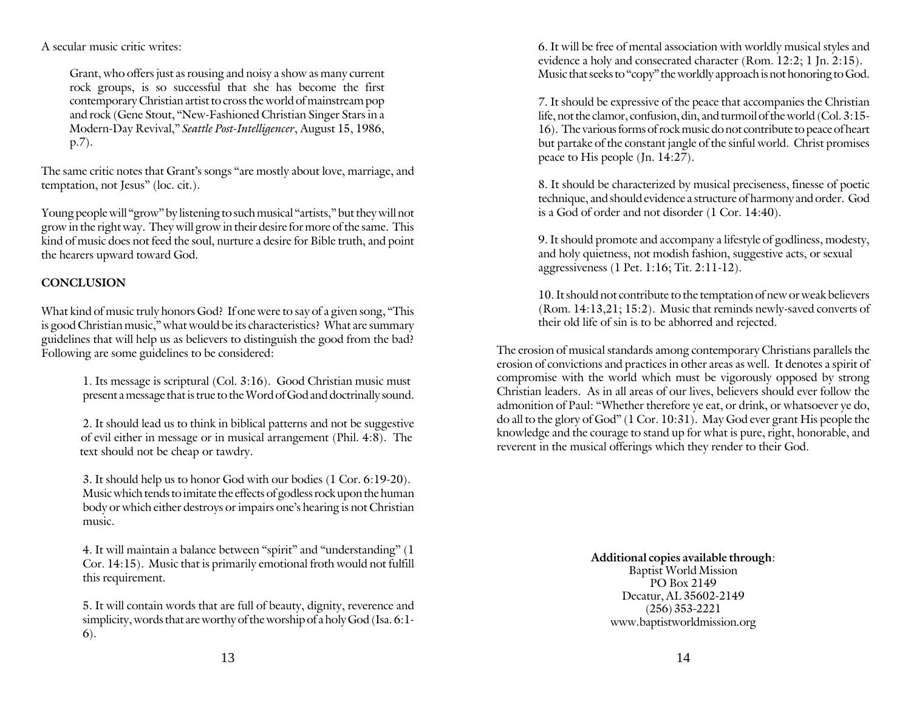A secular music critic writes:

> Grant, who offers just as rousing and noisy a show as many current rock groups, is so successful that she has become the first contemporary Christian artist to cross the world of mainstream pop and rock (Gene Stout, "New-Fashioned Christian Singer Stars in a Modern-Day Revival," *Seattle Post-Intelligencer*, August 15, 1986, p.7).

The same critic notes that Grant's songs "are mostly about love, marriage, and temptation, not Jesus" (loc. cit.).

Young people will "grow" by listening to such musical "artists," but they will not grow in the right way. They will grow in their desire for more of the same. This kind of music does not feed the soul, nurture a desire for Bible truth, and point the hearers upward toward God.

**CONCLUSION**

What kind of music truly honors God? If one were to say of a given song, "This is good Christian music," what would be its characteristics? What are summary guidelines that will help us as believers to distinguish the good from the bad? Following are some guidelines to be considered:

1. Its message is scriptural (Col. 3:16). Good Christian music must present a message that is true to the Word of God and doctrinally sound.

2. It should lead us to think in biblical patterns and not be suggestive of evil either in message or in musical arrangement (Phil. 4:8). The text should not be cheap or tawdry.

3. It should help us to honor God with our bodies (1 Cor. 6:19-20). Music which tends to imitate the effects of godless rock upon the human body or which either destroys or impairs one's hearing is not Christian music.

4. It will maintain a balance between "spirit" and "understanding" (1 Cor. 14:15). Music that is primarily emotional froth would not fulfill this requirement.

5. It will contain words that are full of beauty, dignity, reverence and simplicity, words that are worthy of the worship of a holy God (Isa. 6:1-6).

6. It will be free of mental association with worldly musical styles and evidence a holy and consecrated character (Rom. 12:2; 1 Jn. 2:15). Music that seeks to "copy" the worldly approach is not honoring to God.

7. It should be expressive of the peace that accompanies the Christian life, not the clamor, confusion, din, and turmoil of the world (Col. 3:15-16). The various forms of rock music do not contribute to peace of heart but partake of the constant jangle of the sinful world. Christ promises peace to His people (Jn. 14:27).

8. It should be characterized by musical preciseness, finesse of poetic technique, and should evidence a structure of harmony and order. God is a God of order and not disorder (1 Cor. 14:40).

9. It should promote and accompany a lifestyle of godliness, modesty, and holy quietness, not modish fashion, suggestive acts, or sexual aggressiveness (1 Pet. 1:16; Tit. 2:11-12).

10. It should not contribute to the temptation of new or weak believers (Rom. 14:13,21; 15:2). Music that reminds newly-saved converts of their old life of sin is to be abhorred and rejected.

The erosion of musical standards among contemporary Christians parallels the erosion of convictions and practices in other areas as well. It denotes a spirit of compromise with the world which must be vigorously opposed by strong Christian leaders. As in all areas of our lives, believers should ever follow the admonition of Paul: "Whether therefore ye eat, or drink, or whatsoever ye do, do all to the glory of God" (1 Cor. 10:31). May God ever grant His people the knowledge and the courage to stand up for what is pure, right, honorable, and reverent in the musical offerings which they render to their God.

**Additional copies available through**:
Baptist World Mission
PO Box 2149
Decatur, AL 35602-2149
(256) 353-2221
www.baptistworldmission.org